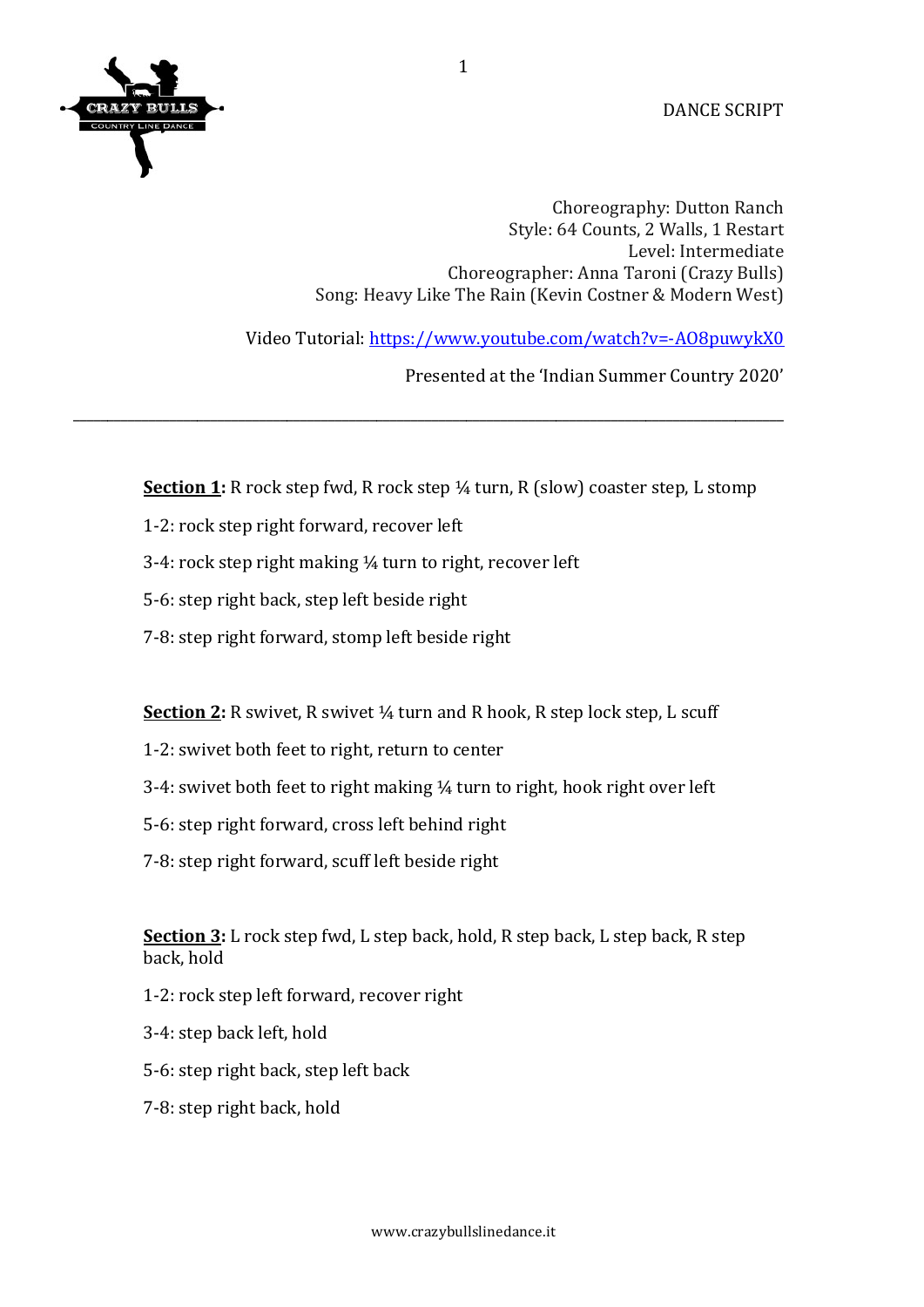DANCE SCRIPT

Choreography: Dutton Ranch
Style: 64 Counts, 2 Walls, 1 Restart
Level: Intermediate
Choreographer: Anna Taroni (Crazy Bulls)
Song: Heavy Like The Rain (Kevin Costner & Modern West)

Video Tutorial: [https://www.youtube.com/watch?v=-AO8puwykX0](https://www.youtube.com/watch?v=-AO8puwykX0)

Presented at the 'Indian Summer Country 2020'

---

**Section 1:** R rock step fwd, R rock step ¼ turn, R (slow) coaster step, L stomp

1-2: rock step right forward, recover left

3-4: rock step right making ¼ turn to right, recover left

5-6: step right back, step left beside right

7-8: step right forward, stomp left beside right

**Section 2:** R swivet, R swivet ¼ turn and R hook, R step lock step, L scuff

1-2: swivet both feet to right, return to center

3-4: swivet both feet to right making ¼ turn to right, hook right over left

5-6: step right forward, cross left behind right

7-8: step right forward, scuff left beside right

**Section 3:** L rock step fwd, L step back, hold, R step back, L step back, R step back, hold

1-2: rock step left forward, recover right

3-4: step back left, hold

5-6: step right back, step left back

7-8: step right back, hold

www.crazybullslinedance.it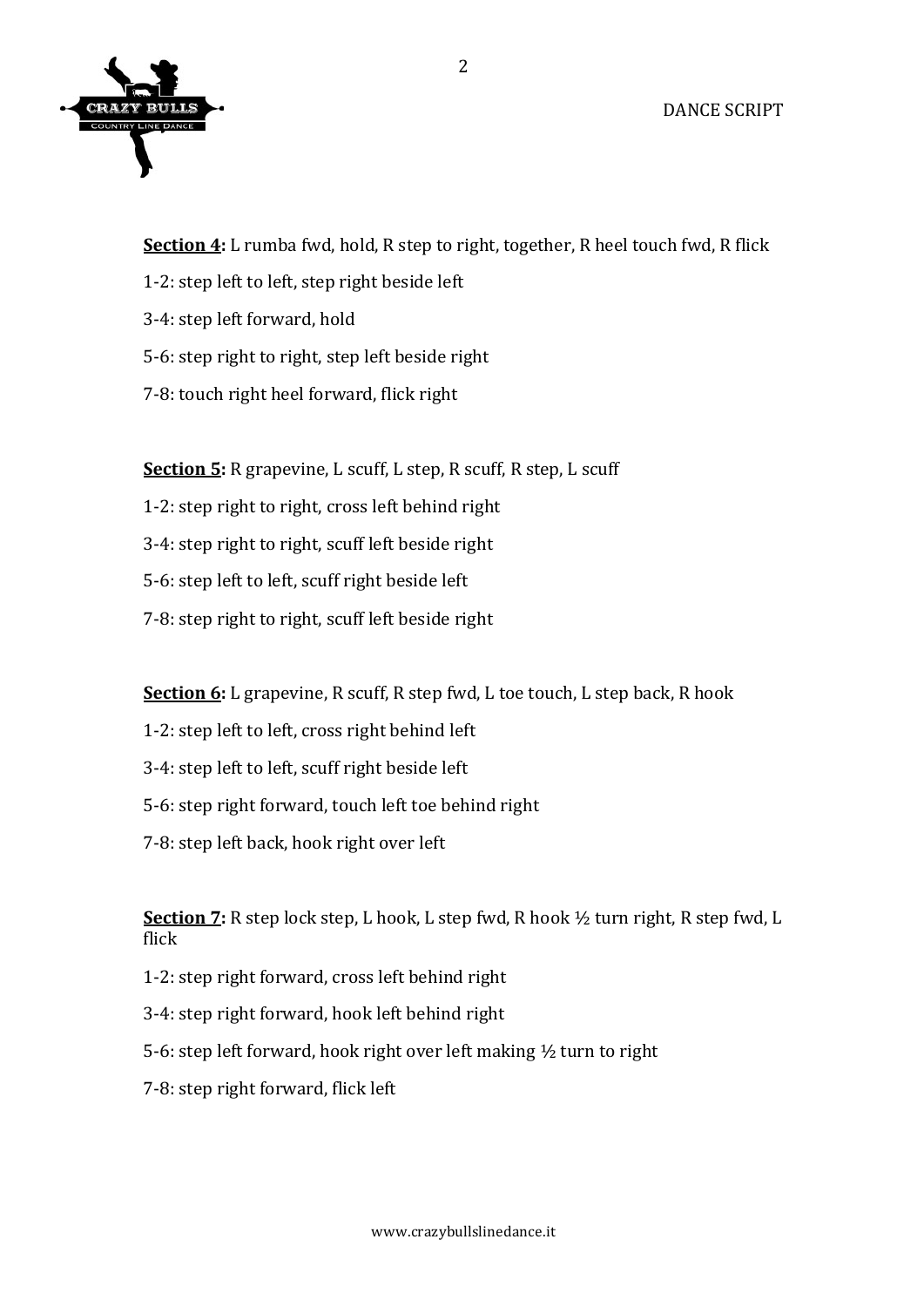**<u>Section 4</u>:** L rumba fwd, hold, R step to right, together, R heel touch fwd, R flick

1-2: step left to left, step right beside left

3-4: step left forward, hold

5-6: step right to right, step left beside right

7-8: touch right heel forward, flick right

**<u>Section 5</u>:** R grapevine, L scuff, L step, R scuff, R step, L scuff

1-2: step right to right, cross left behind right

3-4: step right to right, scuff left beside right

5-6: step left to left, scuff right beside left

7-8: step right to right, scuff left beside right

**<u>Section 6</u>:** L grapevine, R scuff, R step fwd, L toe touch, L step back, R hook

1-2: step left to left, cross right behind left

3-4: step left to left, scuff right beside left

5-6: step right forward, touch left toe behind right

7-8: step left back, hook right over left

**<u>Section 7</u>:** R step lock step, L hook, L step fwd, R hook ½ turn right, R step fwd, L flick

1-2: step right forward, cross left behind right

3-4: step right forward, hook left behind right

5-6: step left forward, hook right over left making ½ turn to right

7-8: step right forward, flick left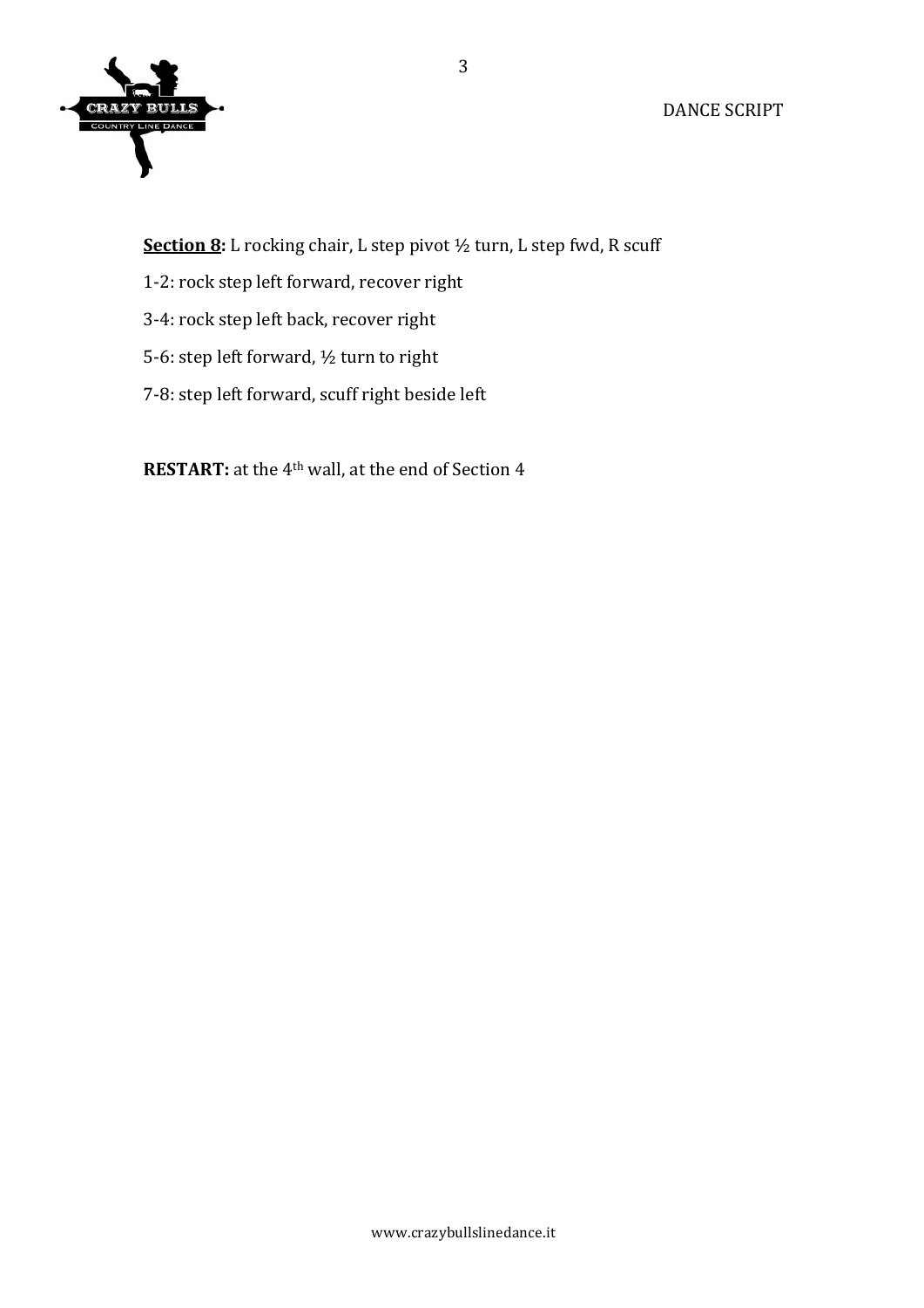**<u>Section 8</u>:** L rocking chair, L step pivot ½ turn, L step fwd, R scuff

1-2: rock step left forward, recover right

3-4: rock step left back, recover right

5-6: step left forward, ½ turn to right

7-8: step left forward, scuff right beside left

**RESTART:** at the 4th wall, at the end of Section 4